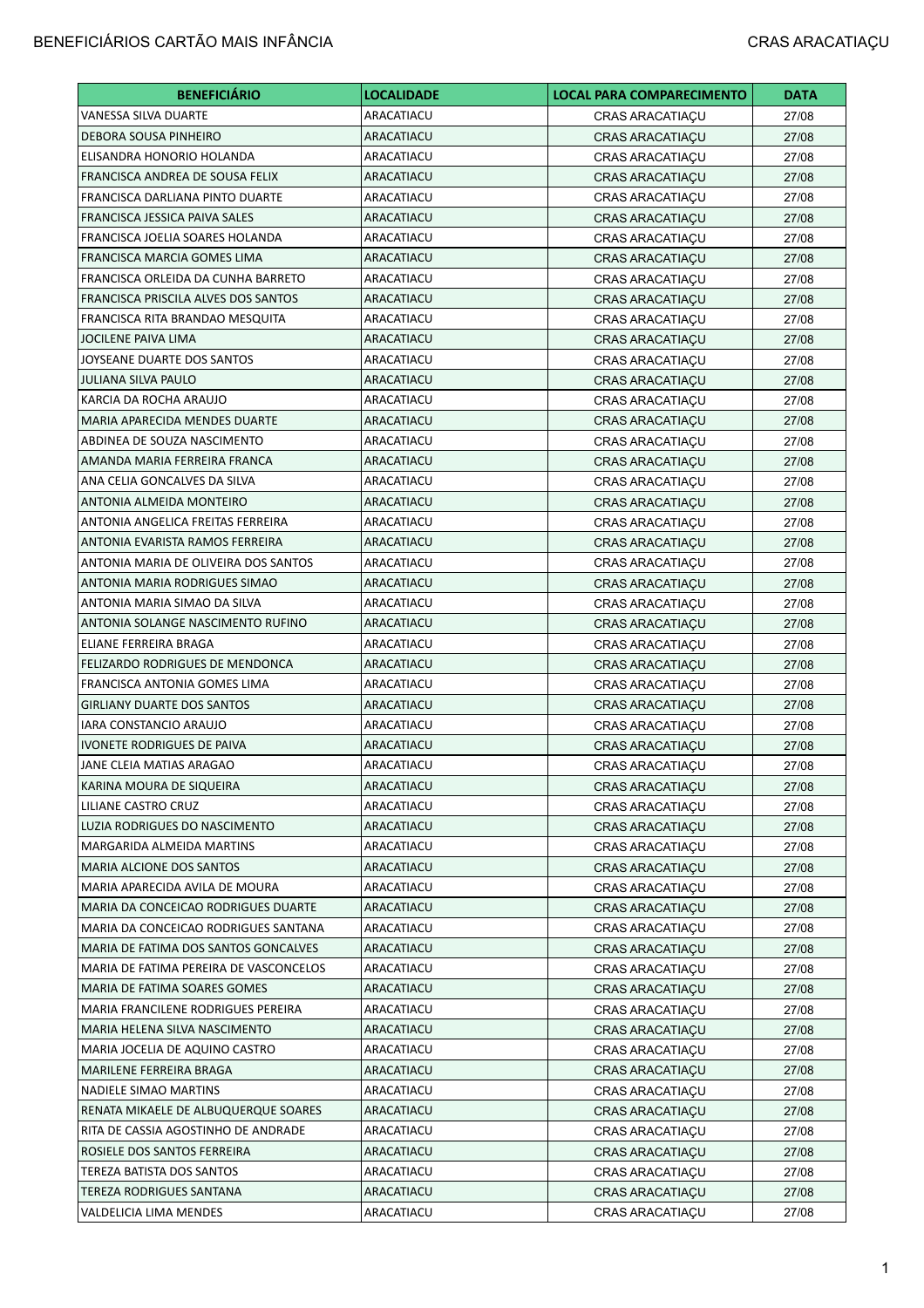# BENEFICIÁRIOS CARTÃO MAIS INFÂNCIA

CRAS ARACATIAÇU

| BENEFICIÁRIO | LOCALIDADE | LOCAL PARA COMPARECIMENTO | DATA |
|---|---|---|---|
| VANESSA SILVA DUARTE | ARACATIACU | CRAS ARACATIAÇU | 27/08 |
| DEBORA SOUSA PINHEIRO | ARACATIACU | CRAS ARACATIAÇU | 27/08 |
| ELISANDRA HONORIO HOLANDA | ARACATIACU | CRAS ARACATIAÇU | 27/08 |
| FRANCISCA ANDREA DE SOUSA FELIX | ARACATIACU | CRAS ARACATIAÇU | 27/08 |
| FRANCISCA DARLIANA PINTO DUARTE | ARACATIACU | CRAS ARACATIAÇU | 27/08 |
| FRANCISCA JESSICA PAIVA SALES | ARACATIACU | CRAS ARACATIAÇU | 27/08 |
| FRANCISCA JOELIA SOARES HOLANDA | ARACATIACU | CRAS ARACATIAÇU | 27/08 |
| FRANCISCA MARCIA GOMES LIMA | ARACATIACU | CRAS ARACATIAÇU | 27/08 |
| FRANCISCA ORLEIDA DA CUNHA BARRETO | ARACATIACU | CRAS ARACATIAÇU | 27/08 |
| FRANCISCA PRISCILA ALVES DOS SANTOS | ARACATIACU | CRAS ARACATIAÇU | 27/08 |
| FRANCISCA RITA BRANDAO MESQUITA | ARACATIACU | CRAS ARACATIAÇU | 27/08 |
| JOCILENE PAIVA LIMA | ARACATIACU | CRAS ARACATIAÇU | 27/08 |
| JOYSEANE DUARTE DOS SANTOS | ARACATIACU | CRAS ARACATIAÇU | 27/08 |
| JULIANA SILVA PAULO | ARACATIACU | CRAS ARACATIAÇU | 27/08 |
| KARCIA DA ROCHA ARAUJO | ARACATIACU | CRAS ARACATIAÇU | 27/08 |
| MARIA APARECIDA MENDES DUARTE | ARACATIACU | CRAS ARACATIAÇU | 27/08 |
| ABDINEA DE SOUZA NASCIMENTO | ARACATIACU | CRAS ARACATIAÇU | 27/08 |
| AMANDA MARIA FERREIRA FRANCA | ARACATIACU | CRAS ARACATIAÇU | 27/08 |
| ANA CELIA GONCALVES DA SILVA | ARACATIACU | CRAS ARACATIAÇU | 27/08 |
| ANTONIA ALMEIDA MONTEIRO | ARACATIACU | CRAS ARACATIAÇU | 27/08 |
| ANTONIA ANGELICA FREITAS FERREIRA | ARACATIACU | CRAS ARACATIAÇU | 27/08 |
| ANTONIA EVARISTA RAMOS FERREIRA | ARACATIACU | CRAS ARACATIAÇU | 27/08 |
| ANTONIA MARIA DE OLIVEIRA DOS SANTOS | ARACATIACU | CRAS ARACATIAÇU | 27/08 |
| ANTONIA MARIA RODRIGUES SIMAO | ARACATIACU | CRAS ARACATIAÇU | 27/08 |
| ANTONIA MARIA SIMAO DA SILVA | ARACATIACU | CRAS ARACATIAÇU | 27/08 |
| ANTONIA SOLANGE NASCIMENTO RUFINO | ARACATIACU | CRAS ARACATIAÇU | 27/08 |
| ELIANE FERREIRA BRAGA | ARACATIACU | CRAS ARACATIAÇU | 27/08 |
| FELIZARDO RODRIGUES DE MENDONCA | ARACATIACU | CRAS ARACATIAÇU | 27/08 |
| FRANCISCA ANTONIA GOMES LIMA | ARACATIACU | CRAS ARACATIAÇU | 27/08 |
| GIRLIANY DUARTE DOS SANTOS | ARACATIACU | CRAS ARACATIAÇU | 27/08 |
| IARA CONSTANCIO ARAUJO | ARACATIACU | CRAS ARACATIAÇU | 27/08 |
| IVONETE RODRIGUES DE PAIVA | ARACATIACU | CRAS ARACATIAÇU | 27/08 |
| JANE CLEIA MATIAS ARAGAO | ARACATIACU | CRAS ARACATIAÇU | 27/08 |
| KARINA MOURA DE SIQUEIRA | ARACATIACU | CRAS ARACATIAÇU | 27/08 |
| LILIANE CASTRO CRUZ | ARACATIACU | CRAS ARACATIAÇU | 27/08 |
| LUZIA RODRIGUES DO NASCIMENTO | ARACATIACU | CRAS ARACATIAÇU | 27/08 |
| MARGARIDA ALMEIDA MARTINS | ARACATIACU | CRAS ARACATIAÇU | 27/08 |
| MARIA ALCIONE DOS SANTOS | ARACATIACU | CRAS ARACATIAÇU | 27/08 |
| MARIA APARECIDA AVILA DE MOURA | ARACATIACU | CRAS ARACATIAÇU | 27/08 |
| MARIA DA CONCEICAO RODRIGUES DUARTE | ARACATIACU | CRAS ARACATIAÇU | 27/08 |
| MARIA DA CONCEICAO RODRIGUES SANTANA | ARACATIACU | CRAS ARACATIAÇU | 27/08 |
| MARIA DE FATIMA DOS SANTOS GONCALVES | ARACATIACU | CRAS ARACATIAÇU | 27/08 |
| MARIA DE FATIMA PEREIRA DE VASCONCELOS | ARACATIACU | CRAS ARACATIAÇU | 27/08 |
| MARIA DE FATIMA SOARES GOMES | ARACATIACU | CRAS ARACATIAÇU | 27/08 |
| MARIA FRANCILENE RODRIGUES PEREIRA | ARACATIACU | CRAS ARACATIAÇU | 27/08 |
| MARIA HELENA SILVA NASCIMENTO | ARACATIACU | CRAS ARACATIAÇU | 27/08 |
| MARIA JOCELIA DE AQUINO CASTRO | ARACATIACU | CRAS ARACATIAÇU | 27/08 |
| MARILENE FERREIRA BRAGA | ARACATIACU | CRAS ARACATIAÇU | 27/08 |
| NADIELE SIMAO MARTINS | ARACATIACU | CRAS ARACATIAÇU | 27/08 |
| RENATA MIKAELE DE ALBUQUERQUE SOARES | ARACATIACU | CRAS ARACATIAÇU | 27/08 |
| RITA DE CASSIA AGOSTINHO DE ANDRADE | ARACATIACU | CRAS ARACATIAÇU | 27/08 |
| ROSIELE DOS SANTOS FERREIRA | ARACATIACU | CRAS ARACATIAÇU | 27/08 |
| TEREZA BATISTA DOS SANTOS | ARACATIACU | CRAS ARACATIAÇU | 27/08 |
| TEREZA RODRIGUES SANTANA | ARACATIACU | CRAS ARACATIAÇU | 27/08 |
| VALDELICIA LIMA MENDES | ARACATIACU | CRAS ARACATIAÇU | 27/08 |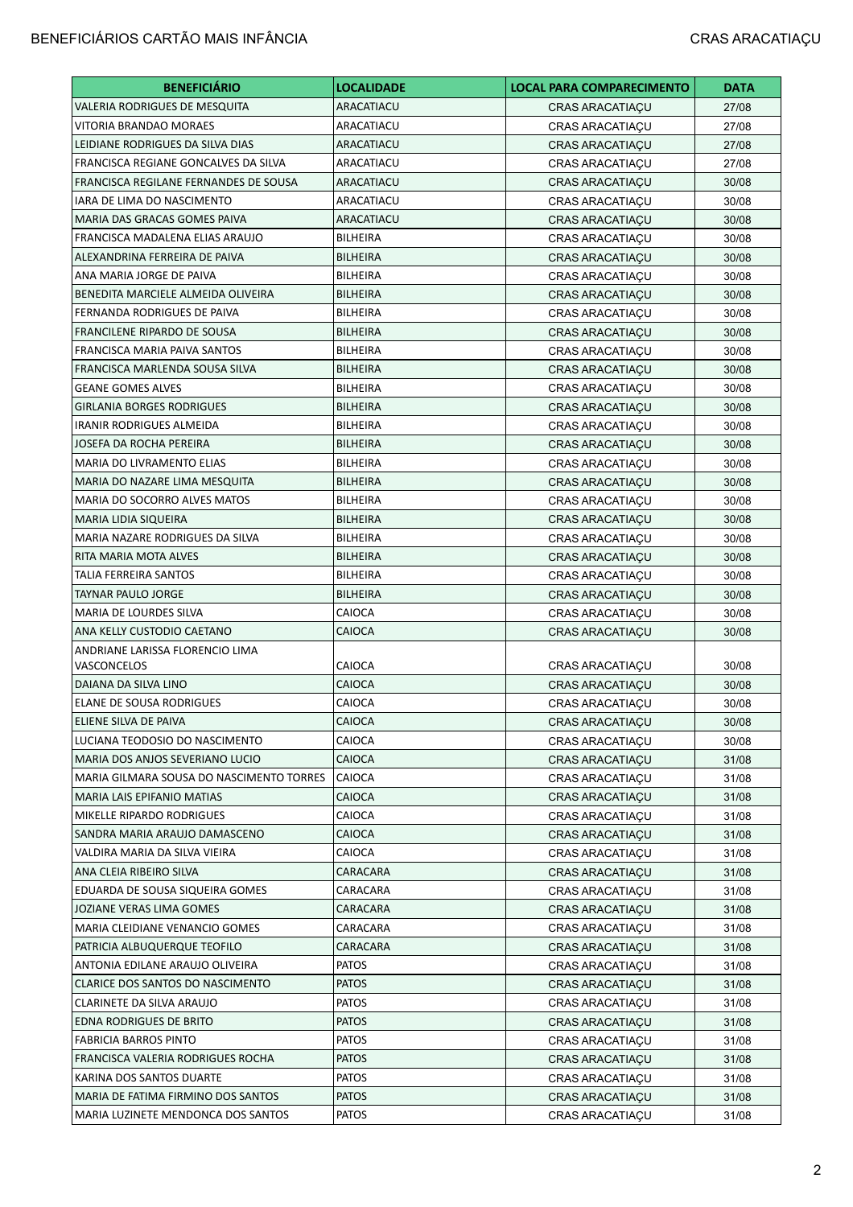| BENEFICIÁRIO | LOCALIDADE | LOCAL PARA COMPARECIMENTO | DATA |
|---|---|---|---|
| VALERIA RODRIGUES DE MESQUITA | ARACATIACU | CRAS ARACATIAÇU | 27/08 |
| VITORIA BRANDAO MORAES | ARACATIACU | CRAS ARACATIAÇU | 27/08 |
| LEIDIANE RODRIGUES DA SILVA DIAS | ARACATIACU | CRAS ARACATIAÇU | 27/08 |
| FRANCISCA REGIANE GONCALVES DA SILVA | ARACATIACU | CRAS ARACATIAÇU | 27/08 |
| FRANCISCA REGILANE FERNANDES DE SOUSA | ARACATIACU | CRAS ARACATIAÇU | 30/08 |
| IARA DE LIMA DO NASCIMENTO | ARACATIACU | CRAS ARACATIAÇU | 30/08 |
| MARIA DAS GRACAS GOMES PAIVA | ARACATIACU | CRAS ARACATIAÇU | 30/08 |
| FRANCISCA MADALENA ELIAS ARAUJO | BILHEIRA | CRAS ARACATIAÇU | 30/08 |
| ALEXANDRINA FERREIRA DE PAIVA | BILHEIRA | CRAS ARACATIAÇU | 30/08 |
| ANA MARIA JORGE DE PAIVA | BILHEIRA | CRAS ARACATIAÇU | 30/08 |
| BENEDITA MARCIELE ALMEIDA OLIVEIRA | BILHEIRA | CRAS ARACATIAÇU | 30/08 |
| FERNANDA RODRIGUES DE PAIVA | BILHEIRA | CRAS ARACATIAÇU | 30/08 |
| FRANCILENE RIPARDO DE SOUSA | BILHEIRA | CRAS ARACATIAÇU | 30/08 |
| FRANCISCA MARIA PAIVA SANTOS | BILHEIRA | CRAS ARACATIAÇU | 30/08 |
| FRANCISCA MARLENDA SOUSA SILVA | BILHEIRA | CRAS ARACATIAÇU | 30/08 |
| GEANE GOMES ALVES | BILHEIRA | CRAS ARACATIAÇU | 30/08 |
| GIRLANIA BORGES RODRIGUES | BILHEIRA | CRAS ARACATIAÇU | 30/08 |
| IRANIR RODRIGUES ALMEIDA | BILHEIRA | CRAS ARACATIAÇU | 30/08 |
| JOSEFA DA ROCHA PEREIRA | BILHEIRA | CRAS ARACATIAÇU | 30/08 |
| MARIA DO LIVRAMENTO ELIAS | BILHEIRA | CRAS ARACATIAÇU | 30/08 |
| MARIA DO NAZARE LIMA MESQUITA | BILHEIRA | CRAS ARACATIAÇU | 30/08 |
| MARIA DO SOCORRO ALVES MATOS | BILHEIRA | CRAS ARACATIAÇU | 30/08 |
| MARIA LIDIA SIQUEIRA | BILHEIRA | CRAS ARACATIAÇU | 30/08 |
| MARIA NAZARE RODRIGUES DA SILVA | BILHEIRA | CRAS ARACATIAÇU | 30/08 |
| RITA MARIA MOTA ALVES | BILHEIRA | CRAS ARACATIAÇU | 30/08 |
| TALIA FERREIRA SANTOS | BILHEIRA | CRAS ARACATIAÇU | 30/08 |
| TAYNAR PAULO JORGE | BILHEIRA | CRAS ARACATIAÇU | 30/08 |
| MARIA DE LOURDES SILVA | CAIOCA | CRAS ARACATIAÇU | 30/08 |
| ANA KELLY CUSTODIO CAETANO | CAIOCA | CRAS ARACATIAÇU | 30/08 |
| ANDRIANE LARISSA FLORENCIO LIMA VASCONCELOS | CAIOCA | CRAS ARACATIAÇU | 30/08 |
| DAIANA DA SILVA LINO | CAIOCA | CRAS ARACATIAÇU | 30/08 |
| ELANE DE SOUSA RODRIGUES | CAIOCA | CRAS ARACATIAÇU | 30/08 |
| ELIENE SILVA DE PAIVA | CAIOCA | CRAS ARACATIAÇU | 30/08 |
| LUCIANA TEODOSIO DO NASCIMENTO | CAIOCA | CRAS ARACATIAÇU | 30/08 |
| MARIA DOS ANJOS SEVERIANO LUCIO | CAIOCA | CRAS ARACATIAÇU | 31/08 |
| MARIA GILMARA SOUSA DO NASCIMENTO TORRES | CAIOCA | CRAS ARACATIAÇU | 31/08 |
| MARIA LAIS EPIFANIO MATIAS | CAIOCA | CRAS ARACATIAÇU | 31/08 |
| MIKELLE RIPARDO RODRIGUES | CAIOCA | CRAS ARACATIAÇU | 31/08 |
| SANDRA MARIA ARAUJO DAMASCENO | CAIOCA | CRAS ARACATIAÇU | 31/08 |
| VALDIRA MARIA DA SILVA VIEIRA | CAIOCA | CRAS ARACATIAÇU | 31/08 |
| ANA CLEIA RIBEIRO SILVA | CARACARA | CRAS ARACATIAÇU | 31/08 |
| EDUARDA DE SOUSA SIQUEIRA GOMES | CARACARA | CRAS ARACATIAÇU | 31/08 |
| JOZIANE VERAS LIMA GOMES | CARACARA | CRAS ARACATIAÇU | 31/08 |
| MARIA CLEIDIANE VENANCIO GOMES | CARACARA | CRAS ARACATIAÇU | 31/08 |
| PATRICIA ALBUQUERQUE TEOFILO | CARACARA | CRAS ARACATIAÇU | 31/08 |
| ANTONIA EDILANE ARAUJO OLIVEIRA | PATOS | CRAS ARACATIAÇU | 31/08 |
| CLARICE DOS SANTOS DO NASCIMENTO | PATOS | CRAS ARACATIAÇU | 31/08 |
| CLARINETE DA SILVA ARAUJO | PATOS | CRAS ARACATIAÇU | 31/08 |
| EDNA RODRIGUES DE BRITO | PATOS | CRAS ARACATIAÇU | 31/08 |
| FABRICIA BARROS PINTO | PATOS | CRAS ARACATIAÇU | 31/08 |
| FRANCISCA VALERIA RODRIGUES ROCHA | PATOS | CRAS ARACATIAÇU | 31/08 |
| KARINA DOS SANTOS DUARTE | PATOS | CRAS ARACATIAÇU | 31/08 |
| MARIA DE FATIMA FIRMINO DOS SANTOS | PATOS | CRAS ARACATIAÇU | 31/08 |
| MARIA LUZINETE MENDONCA DOS SANTOS | PATOS | CRAS ARACATIAÇU | 31/08 |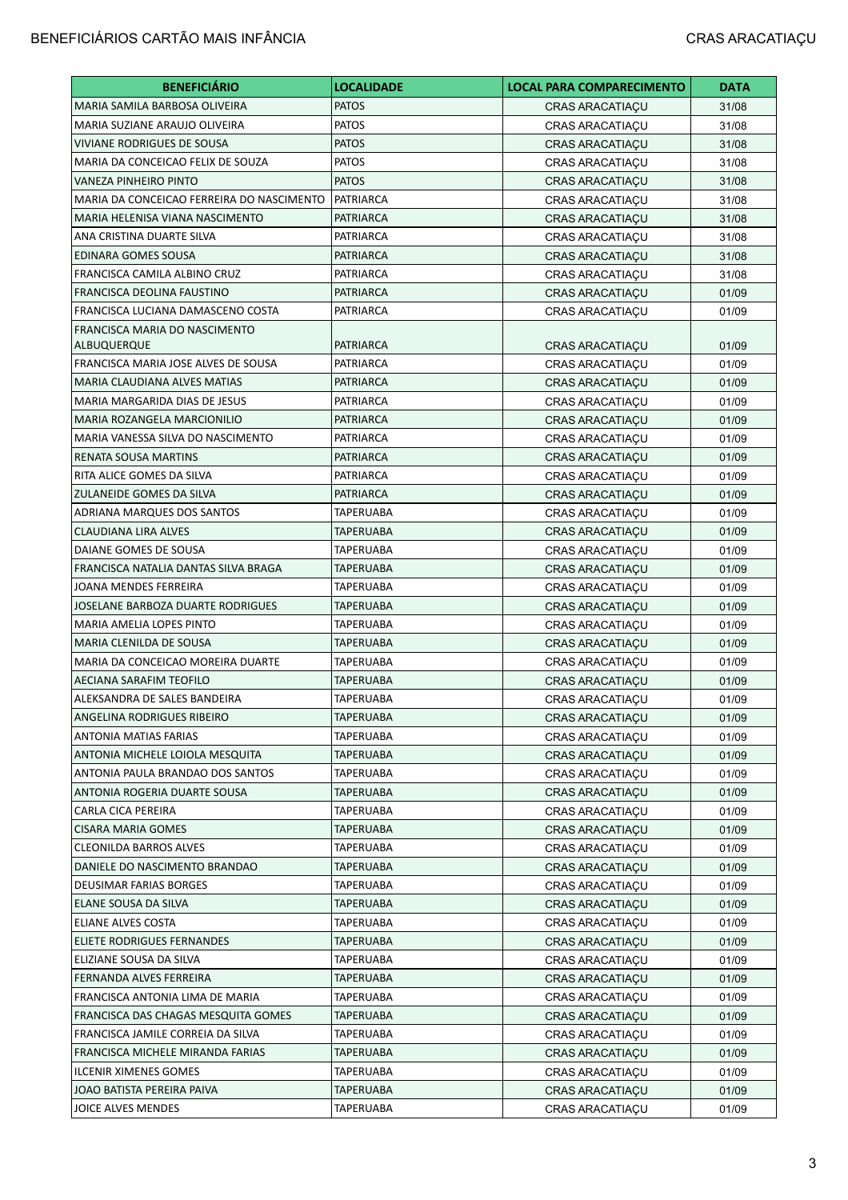| BENEFICIÁRIO | LOCALIDADE | LOCAL PARA COMPARECIMENTO | DATA |
|---|---|---|---|
| MARIA SAMILA BARBOSA OLIVEIRA | PATOS | CRAS ARACATIAÇU | 31/08 |
| MARIA SUZIANE ARAUJO OLIVEIRA | PATOS | CRAS ARACATIAÇU | 31/08 |
| VIVIANE RODRIGUES DE SOUSA | PATOS | CRAS ARACATIAÇU | 31/08 |
| MARIA DA CONCEICAO FELIX DE SOUZA | PATOS | CRAS ARACATIAÇU | 31/08 |
| VANEZA PINHEIRO PINTO | PATOS | CRAS ARACATIAÇU | 31/08 |
| MARIA DA CONCEICAO FERREIRA DO NASCIMENTO | PATRIARCA | CRAS ARACATIAÇU | 31/08 |
| MARIA HELENISA VIANA NASCIMENTO | PATRIARCA | CRAS ARACATIAÇU | 31/08 |
| ANA CRISTINA DUARTE SILVA | PATRIARCA | CRAS ARACATIAÇU | 31/08 |
| EDINARA GOMES SOUSA | PATRIARCA | CRAS ARACATIAÇU | 31/08 |
| FRANCISCA CAMILA ALBINO CRUZ | PATRIARCA | CRAS ARACATIAÇU | 31/08 |
| FRANCISCA DEOLINA FAUSTINO | PATRIARCA | CRAS ARACATIAÇU | 01/09 |
| FRANCISCA LUCIANA DAMASCENO COSTA | PATRIARCA | CRAS ARACATIAÇU | 01/09 |
| FRANCISCA MARIA DO NASCIMENTO ALBUQUERQUE | PATRIARCA | CRAS ARACATIAÇU | 01/09 |
| FRANCISCA MARIA JOSE ALVES DE SOUSA | PATRIARCA | CRAS ARACATIAÇU | 01/09 |
| MARIA CLAUDIANA ALVES MATIAS | PATRIARCA | CRAS ARACATIAÇU | 01/09 |
| MARIA MARGARIDA DIAS DE JESUS | PATRIARCA | CRAS ARACATIAÇU | 01/09 |
| MARIA ROZANGELA MARCIONILIO | PATRIARCA | CRAS ARACATIAÇU | 01/09 |
| MARIA VANESSA SILVA DO NASCIMENTO | PATRIARCA | CRAS ARACATIAÇU | 01/09 |
| RENATA SOUSA MARTINS | PATRIARCA | CRAS ARACATIAÇU | 01/09 |
| RITA ALICE GOMES DA SILVA | PATRIARCA | CRAS ARACATIAÇU | 01/09 |
| ZULANEIDE GOMES DA SILVA | PATRIARCA | CRAS ARACATIAÇU | 01/09 |
| ADRIANA MARQUES DOS SANTOS | TAPERUABA | CRAS ARACATIAÇU | 01/09 |
| CLAUDIANA LIRA ALVES | TAPERUABA | CRAS ARACATIAÇU | 01/09 |
| DAIANE GOMES DE SOUSA | TAPERUABA | CRAS ARACATIAÇU | 01/09 |
| FRANCISCA NATALIA DANTAS SILVA BRAGA | TAPERUABA | CRAS ARACATIAÇU | 01/09 |
| JOANA MENDES FERREIRA | TAPERUABA | CRAS ARACATIAÇU | 01/09 |
| JOSELANE BARBOZA DUARTE RODRIGUES | TAPERUABA | CRAS ARACATIAÇU | 01/09 |
| MARIA AMELIA LOPES PINTO | TAPERUABA | CRAS ARACATIAÇU | 01/09 |
| MARIA CLENILDA DE SOUSA | TAPERUABA | CRAS ARACATIAÇU | 01/09 |
| MARIA DA CONCEICAO MOREIRA DUARTE | TAPERUABA | CRAS ARACATIAÇU | 01/09 |
| AECIANA SARAFIM TEOFILO | TAPERUABA | CRAS ARACATIAÇU | 01/09 |
| ALEKSANDRA DE SALES BANDEIRA | TAPERUABA | CRAS ARACATIAÇU | 01/09 |
| ANGELINA RODRIGUES RIBEIRO | TAPERUABA | CRAS ARACATIAÇU | 01/09 |
| ANTONIA MATIAS FARIAS | TAPERUABA | CRAS ARACATIAÇU | 01/09 |
| ANTONIA MICHELE LOIOLA MESQUITA | TAPERUABA | CRAS ARACATIAÇU | 01/09 |
| ANTONIA PAULA BRANDAO DOS SANTOS | TAPERUABA | CRAS ARACATIAÇU | 01/09 |
| ANTONIA ROGERIA DUARTE SOUSA | TAPERUABA | CRAS ARACATIAÇU | 01/09 |
| CARLA CICA PEREIRA | TAPERUABA | CRAS ARACATIAÇU | 01/09 |
| CISARA MARIA GOMES | TAPERUABA | CRAS ARACATIAÇU | 01/09 |
| CLEONILDA BARROS ALVES | TAPERUABA | CRAS ARACATIAÇU | 01/09 |
| DANIELE DO NASCIMENTO BRANDAO | TAPERUABA | CRAS ARACATIAÇU | 01/09 |
| DEUSIMAR FARIAS BORGES | TAPERUABA | CRAS ARACATIAÇU | 01/09 |
| ELANE SOUSA DA SILVA | TAPERUABA | CRAS ARACATIAÇU | 01/09 |
| ELIANE ALVES COSTA | TAPERUABA | CRAS ARACATIAÇU | 01/09 |
| ELIETE RODRIGUES FERNANDES | TAPERUABA | CRAS ARACATIAÇU | 01/09 |
| ELIZIANE SOUSA DA SILVA | TAPERUABA | CRAS ARACATIAÇU | 01/09 |
| FERNANDA ALVES FERREIRA | TAPERUABA | CRAS ARACATIAÇU | 01/09 |
| FRANCISCA ANTONIA LIMA DE MARIA | TAPERUABA | CRAS ARACATIAÇU | 01/09 |
| FRANCISCA DAS CHAGAS MESQUITA GOMES | TAPERUABA | CRAS ARACATIAÇU | 01/09 |
| FRANCISCA JAMILE CORREIA DA SILVA | TAPERUABA | CRAS ARACATIAÇU | 01/09 |
| FRANCISCA MICHELE MIRANDA FARIAS | TAPERUABA | CRAS ARACATIAÇU | 01/09 |
| ILCENIR XIMENES GOMES | TAPERUABA | CRAS ARACATIAÇU | 01/09 |
| JOAO BATISTA PEREIRA PAIVA | TAPERUABA | CRAS ARACATIAÇU | 01/09 |
| JOICE ALVES MENDES | TAPERUABA | CRAS ARACATIAÇU | 01/09 |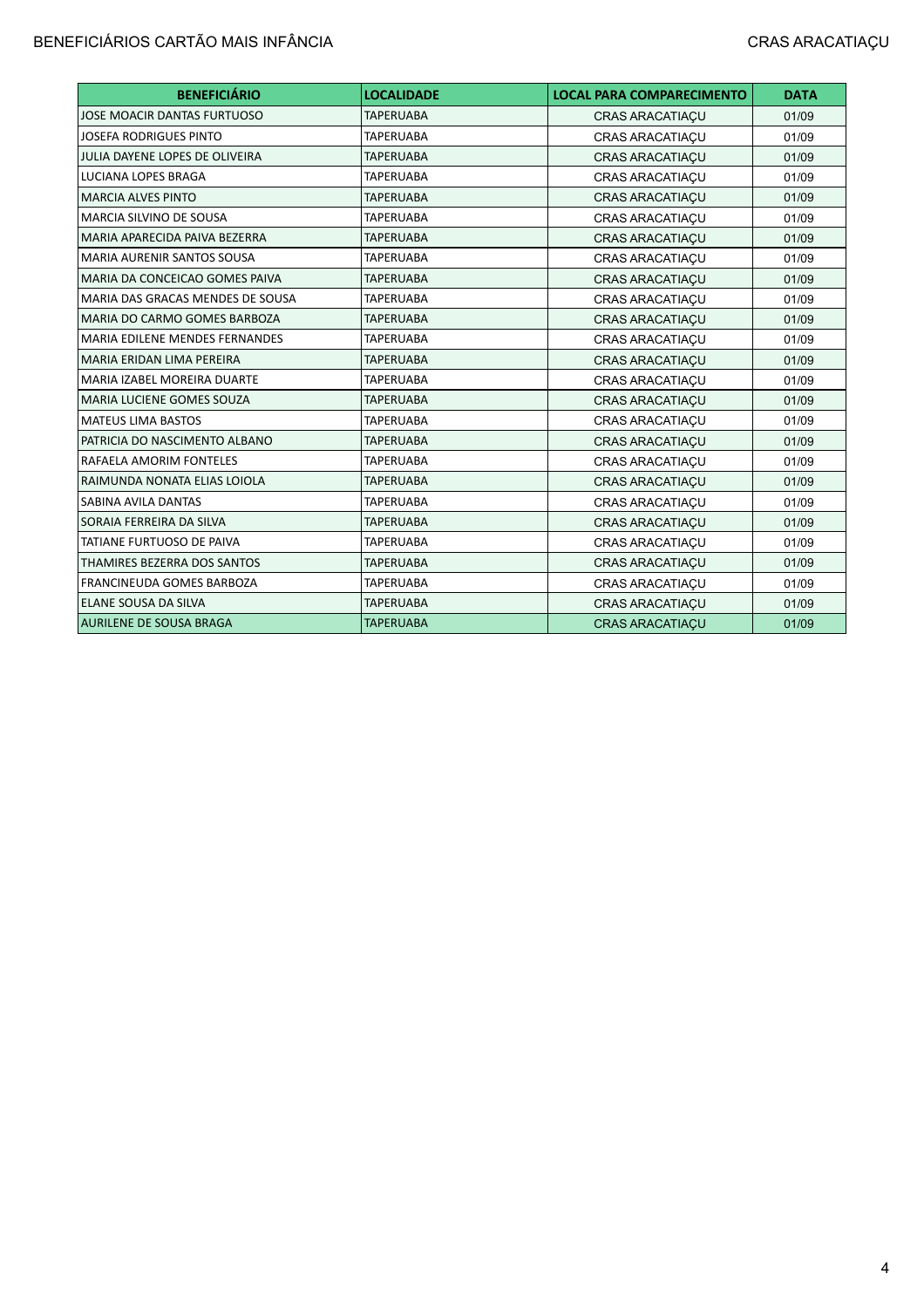| BENEFICIÁRIO | LOCALIDADE | LOCAL PARA COMPARECIMENTO | DATA |
|---|---|---|---|
| JOSE MOACIR DANTAS FURTUOSO | TAPERUABA | CRAS ARACATIAÇU | 01/09 |
| JOSEFA RODRIGUES PINTO | TAPERUABA | CRAS ARACATIAÇU | 01/09 |
| JULIA DAYENE LOPES DE OLIVEIRA | TAPERUABA | CRAS ARACATIAÇU | 01/09 |
| LUCIANA LOPES BRAGA | TAPERUABA | CRAS ARACATIAÇU | 01/09 |
| MARCIA ALVES PINTO | TAPERUABA | CRAS ARACATIAÇU | 01/09 |
| MARCIA SILVINO DE SOUSA | TAPERUABA | CRAS ARACATIAÇU | 01/09 |
| MARIA APARECIDA PAIVA BEZERRA | TAPERUABA | CRAS ARACATIAÇU | 01/09 |
| MARIA AURENIR SANTOS SOUSA | TAPERUABA | CRAS ARACATIAÇU | 01/09 |
| MARIA DA CONCEICAO GOMES PAIVA | TAPERUABA | CRAS ARACATIAÇU | 01/09 |
| MARIA DAS GRACAS MENDES DE SOUSA | TAPERUABA | CRAS ARACATIAÇU | 01/09 |
| MARIA DO CARMO GOMES BARBOZA | TAPERUABA | CRAS ARACATIAÇU | 01/09 |
| MARIA EDILENE MENDES FERNANDES | TAPERUABA | CRAS ARACATIAÇU | 01/09 |
| MARIA ERIDAN LIMA PEREIRA | TAPERUABA | CRAS ARACATIAÇU | 01/09 |
| MARIA IZABEL MOREIRA DUARTE | TAPERUABA | CRAS ARACATIAÇU | 01/09 |
| MARIA LUCIENE GOMES SOUZA | TAPERUABA | CRAS ARACATIAÇU | 01/09 |
| MATEUS LIMA BASTOS | TAPERUABA | CRAS ARACATIAÇU | 01/09 |
| PATRICIA DO NASCIMENTO ALBANO | TAPERUABA | CRAS ARACATIAÇU | 01/09 |
| RAFAELA AMORIM FONTELES | TAPERUABA | CRAS ARACATIAÇU | 01/09 |
| RAIMUNDA NONATA ELIAS LOIOLA | TAPERUABA | CRAS ARACATIAÇU | 01/09 |
| SABINA AVILA DANTAS | TAPERUABA | CRAS ARACATIAÇU | 01/09 |
| SORAIA FERREIRA DA SILVA | TAPERUABA | CRAS ARACATIAÇU | 01/09 |
| TATIANE FURTUOSO DE PAIVA | TAPERUABA | CRAS ARACATIAÇU | 01/09 |
| THAMIRES BEZERRA DOS SANTOS | TAPERUABA | CRAS ARACATIAÇU | 01/09 |
| FRANCINEUDA GOMES BARBOZA | TAPERUABA | CRAS ARACATIAÇU | 01/09 |
| ELANE SOUSA DA SILVA | TAPERUABA | CRAS ARACATIAÇU | 01/09 |
| AURILENE DE SOUSA BRAGA | TAPERUABA | CRAS ARACATIAÇU | 01/09 |